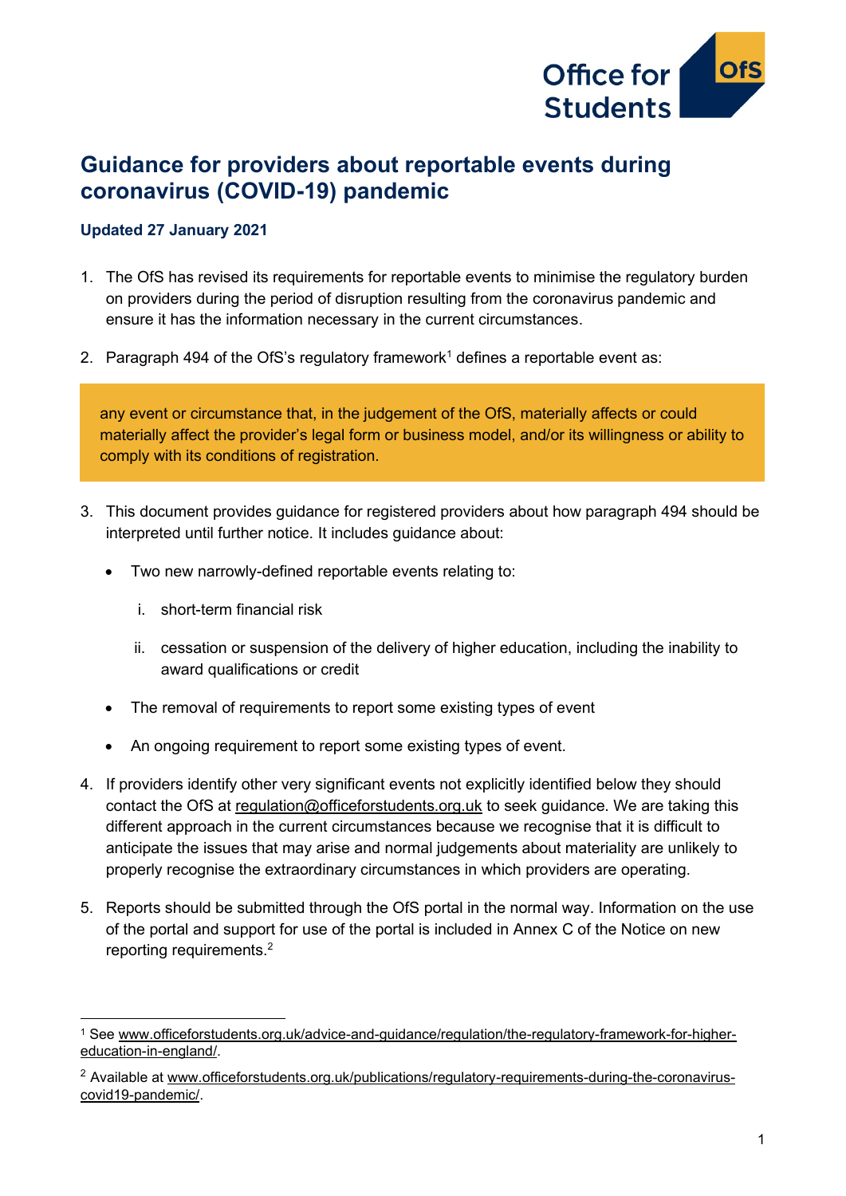# Guidance for providers about reportable events during coronavirus (COVID-19) pandemic

**Updated 27 January 2021**

1. The OfS has revised its requirements for reportable events to minimise the regulatory burden on providers during the period of disruption resulting from the coronavirus pandemic and ensure it has the information necessary in the current circumstances.

2. Paragraph 494 of the OfS's regulatory framework[1] defines a reportable event as:

> any event or circumstance that, in the judgement of the OfS, materially affects or could materially affect the provider's legal form or business model, and/or its willingness or ability to comply with its conditions of registration.

3. This document provides guidance for registered providers about how paragraph 494 should be interpreted until further notice. It includes guidance about:

   - Two new narrowly-defined reportable events relating to:
     i. short-term financial risk
     ii. cessation or suspension of the delivery of higher education, including the inability to award qualifications or credit
   - The removal of requirements to report some existing types of event
   - An ongoing requirement to report some existing types of event.

4. If providers identify other very significant events not explicitly identified below they should contact the OfS at regulation@officeforstudents.org.uk to seek guidance. We are taking this different approach in the current circumstances because we recognise that it is difficult to anticipate the issues that may arise and normal judgements about materiality are unlikely to properly recognise the extraordinary circumstances in which providers are operating.

5. Reports should be submitted through the OfS portal in the normal way. Information on the use of the portal and support for use of the portal is included in Annex C of the Notice on new reporting requirements.[2]

---

[1] See www.officeforstudents.org.uk/advice-and-guidance/regulation/the-regulatory-framework-for-higher-education-in-england/.

[2] Available at www.officeforstudents.org.uk/publications/regulatory-requirements-during-the-coronavirus-covid19-pandemic/.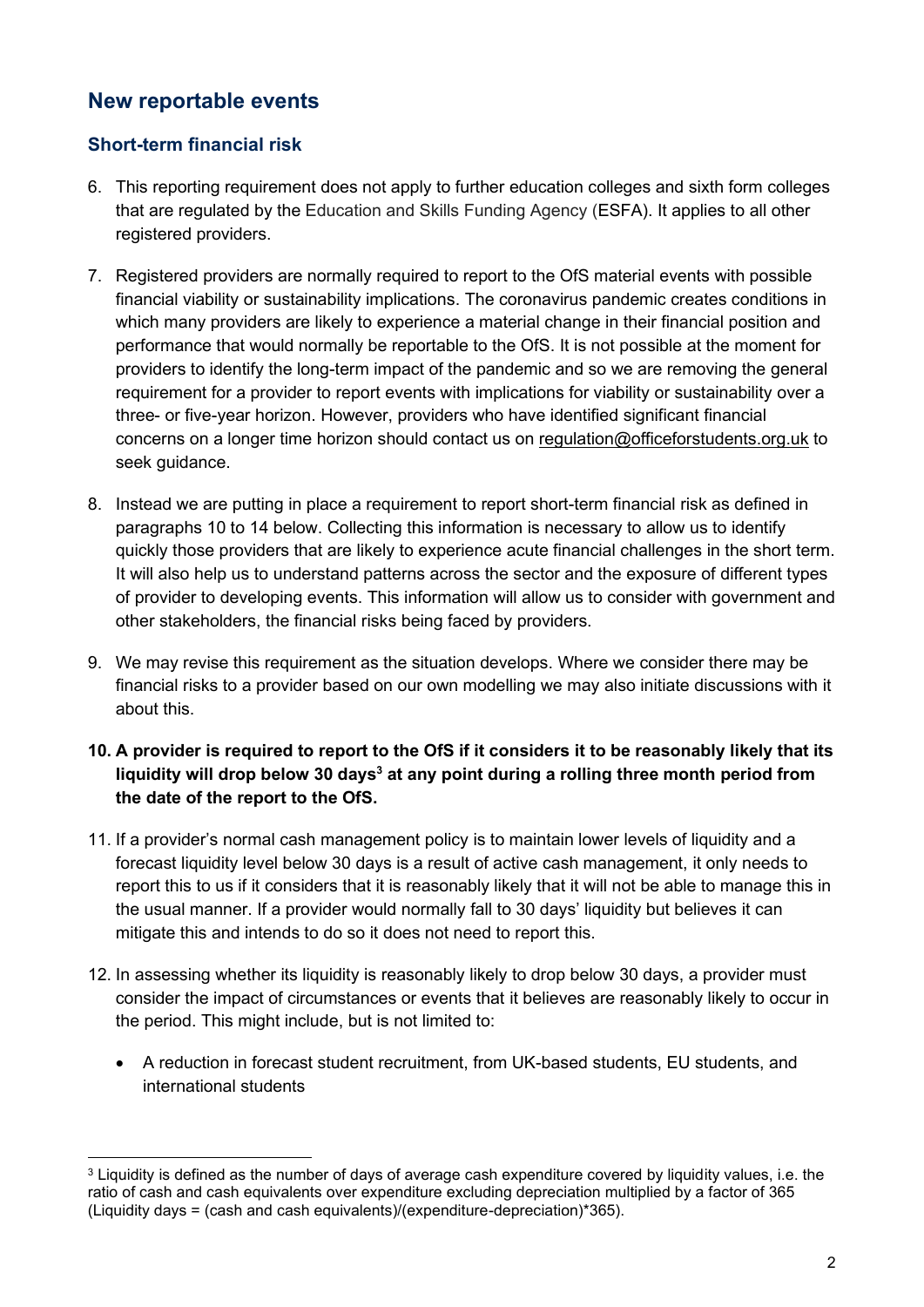## New reportable events

### Short-term financial risk

6. This reporting requirement does not apply to further education colleges and sixth form colleges that are regulated by the Education and Skills Funding Agency (ESFA). It applies to all other registered providers.

7. Registered providers are normally required to report to the OfS material events with possible financial viability or sustainability implications. The coronavirus pandemic creates conditions in which many providers are likely to experience a material change in their financial position and performance that would normally be reportable to the OfS. It is not possible at the moment for providers to identify the long-term impact of the pandemic and so we are removing the general requirement for a provider to report events with implications for viability or sustainability over a three- or five-year horizon. However, providers who have identified significant financial concerns on a longer time horizon should contact us on regulation@officeforstudents.org.uk to seek guidance.

8. Instead we are putting in place a requirement to report short-term financial risk as defined in paragraphs 10 to 14 below. Collecting this information is necessary to allow us to identify quickly those providers that are likely to experience acute financial challenges in the short term. It will also help us to understand patterns across the sector and the exposure of different types of provider to developing events. This information will allow us to consider with government and other stakeholders, the financial risks being faced by providers.

9. We may revise this requirement as the situation develops. Where we consider there may be financial risks to a provider based on our own modelling we may also initiate discussions with it about this.

10. **A provider is required to report to the OfS if it considers it to be reasonably likely that its liquidity will drop below 30 days[3] at any point during a rolling three month period from the date of the report to the OfS.**

11. If a provider's normal cash management policy is to maintain lower levels of liquidity and a forecast liquidity level below 30 days is a result of active cash management, it only needs to report this to us if it considers that it is reasonably likely that it will not be able to manage this in the usual manner. If a provider would normally fall to 30 days' liquidity but believes it can mitigate this and intends to do so it does not need to report this.

12. In assessing whether its liquidity is reasonably likely to drop below 30 days, a provider must consider the impact of circumstances or events that it believes are reasonably likely to occur in the period. This might include, but is not limited to:

    - A reduction in forecast student recruitment, from UK-based students, EU students, and international students

[3] Liquidity is defined as the number of days of average cash expenditure covered by liquidity values, i.e. the ratio of cash and cash equivalents over expenditure excluding depreciation multiplied by a factor of 365 (Liquidity days = (cash and cash equivalents)/(expenditure-depreciation)*365).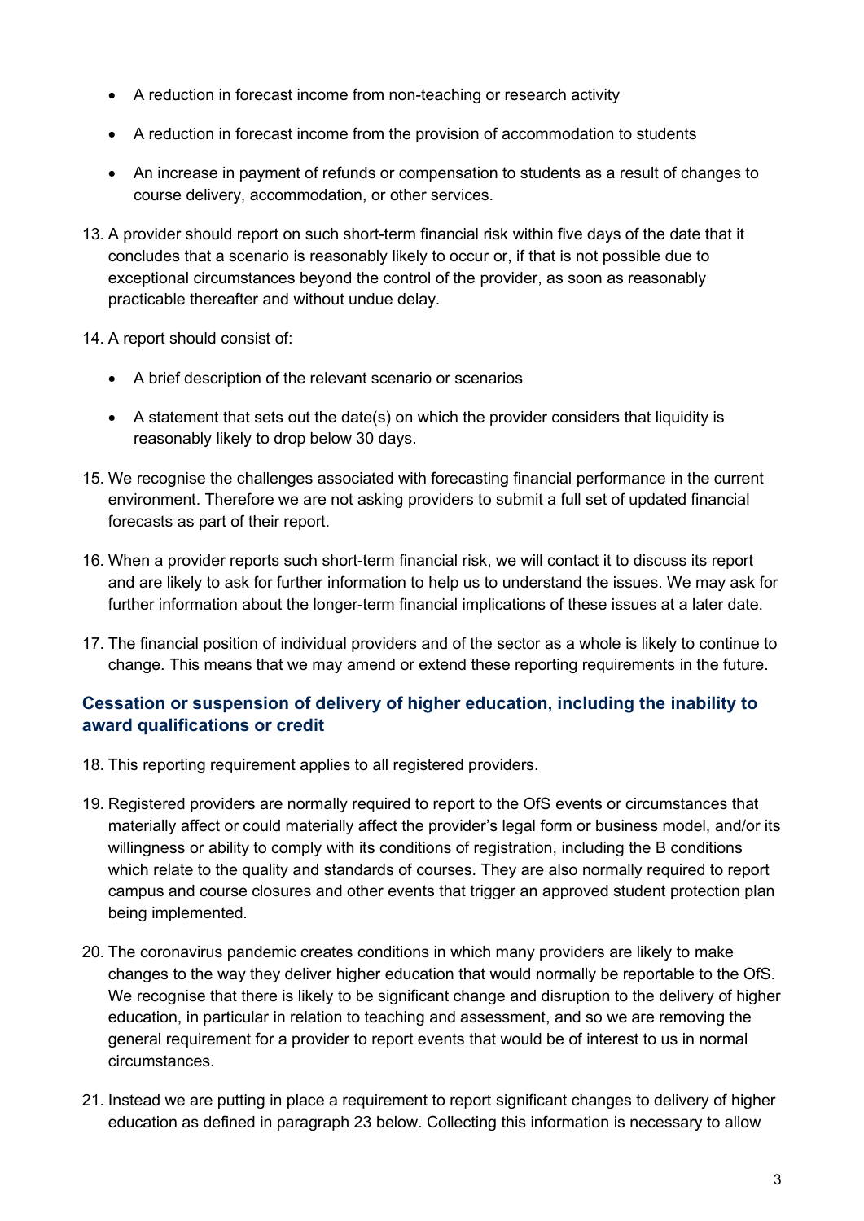- A reduction in forecast income from non-teaching or research activity
- A reduction in forecast income from the provision of accommodation to students
- An increase in payment of refunds or compensation to students as a result of changes to course delivery, accommodation, or other services.

13. A provider should report on such short-term financial risk within five days of the date that it concludes that a scenario is reasonably likely to occur or, if that is not possible due to exceptional circumstances beyond the control of the provider, as soon as reasonably practicable thereafter and without undue delay.

14. A report should consist of:

    - A brief description of the relevant scenario or scenarios
    - A statement that sets out the date(s) on which the provider considers that liquidity is reasonably likely to drop below 30 days.

15. We recognise the challenges associated with forecasting financial performance in the current environment. Therefore we are not asking providers to submit a full set of updated financial forecasts as part of their report.

16. When a provider reports such short-term financial risk, we will contact it to discuss its report and are likely to ask for further information to help us to understand the issues. We may ask for further information about the longer-term financial implications of these issues at a later date.

17. The financial position of individual providers and of the sector as a whole is likely to continue to change. This means that we may amend or extend these reporting requirements in the future.

### Cessation or suspension of delivery of higher education, including the inability to award qualifications or credit

18. This reporting requirement applies to all registered providers.

19. Registered providers are normally required to report to the OfS events or circumstances that materially affect or could materially affect the provider's legal form or business model, and/or its willingness or ability to comply with its conditions of registration, including the B conditions which relate to the quality and standards of courses. They are also normally required to report campus and course closures and other events that trigger an approved student protection plan being implemented.

20. The coronavirus pandemic creates conditions in which many providers are likely to make changes to the way they deliver higher education that would normally be reportable to the OfS. We recognise that there is likely to be significant change and disruption to the delivery of higher education, in particular in relation to teaching and assessment, and so we are removing the general requirement for a provider to report events that would be of interest to us in normal circumstances.

21. Instead we are putting in place a requirement to report significant changes to delivery of higher education as defined in paragraph 23 below. Collecting this information is necessary to allow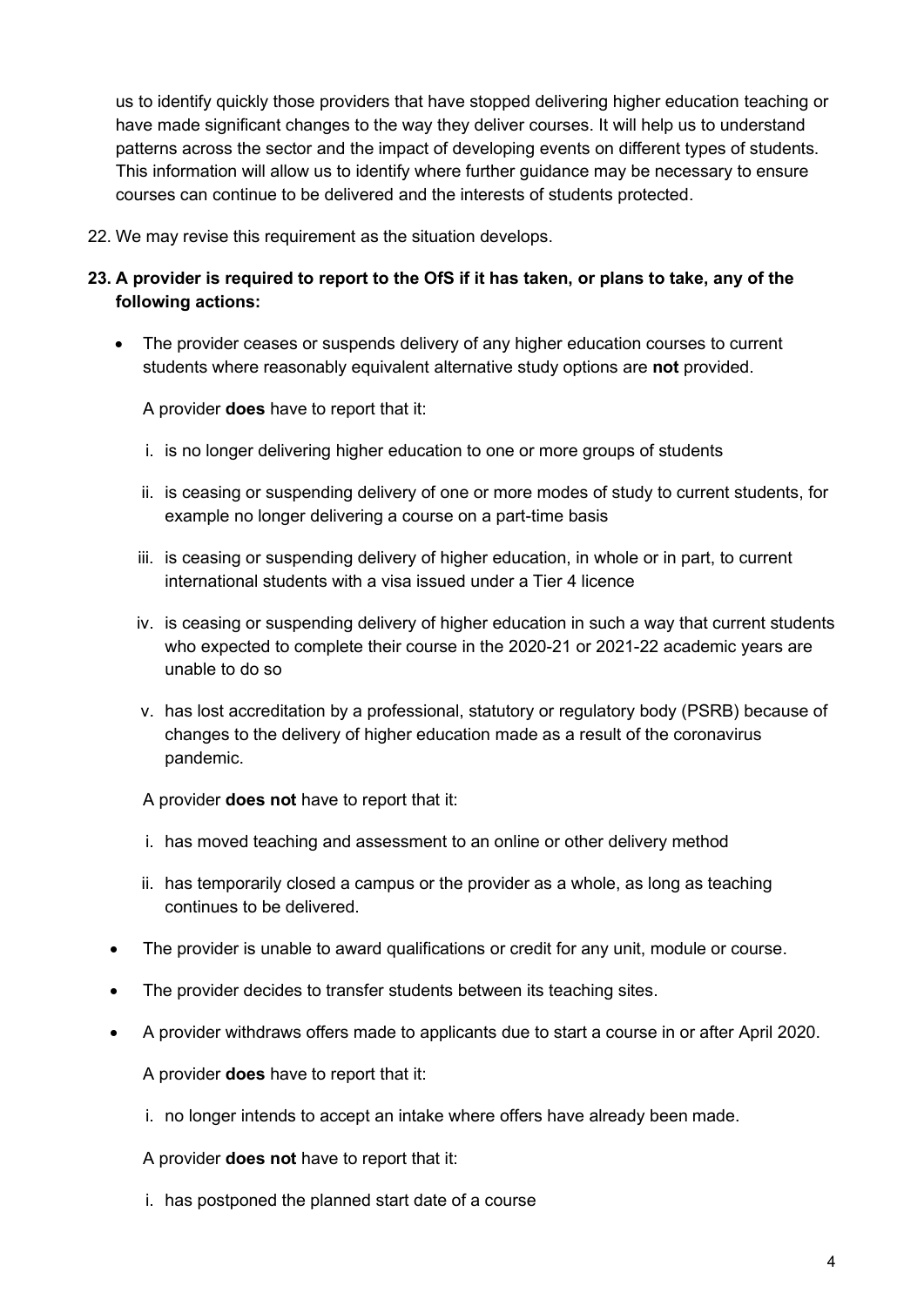us to identify quickly those providers that have stopped delivering higher education teaching or have made significant changes to the way they deliver courses. It will help us to understand patterns across the sector and the impact of developing events on different types of students. This information will allow us to identify where further guidance may be necessary to ensure courses can continue to be delivered and the interests of students protected.

22. We may revise this requirement as the situation develops.

**23. A provider is required to report to the OfS if it has taken, or plans to take, any of the following actions:**

- The provider ceases or suspends delivery of any higher education courses to current students where reasonably equivalent alternative study options are **not** provided.

  A provider **does** have to report that it:

  i. is no longer delivering higher education to one or more groups of students

  ii. is ceasing or suspending delivery of one or more modes of study to current students, for example no longer delivering a course on a part-time basis

  iii. is ceasing or suspending delivery of higher education, in whole or in part, to current international students with a visa issued under a Tier 4 licence

  iv. is ceasing or suspending delivery of higher education in such a way that current students who expected to complete their course in the 2020-21 or 2021-22 academic years are unable to do so

  v. has lost accreditation by a professional, statutory or regulatory body (PSRB) because of changes to the delivery of higher education made as a result of the coronavirus pandemic.

  A provider **does not** have to report that it:

  i. has moved teaching and assessment to an online or other delivery method

  ii. has temporarily closed a campus or the provider as a whole, as long as teaching continues to be delivered.

- The provider is unable to award qualifications or credit for any unit, module or course.

- The provider decides to transfer students between its teaching sites.

- A provider withdraws offers made to applicants due to start a course in or after April 2020.

  A provider **does** have to report that it:

  i. no longer intends to accept an intake where offers have already been made.

  A provider **does not** have to report that it:

  i. has postponed the planned start date of a course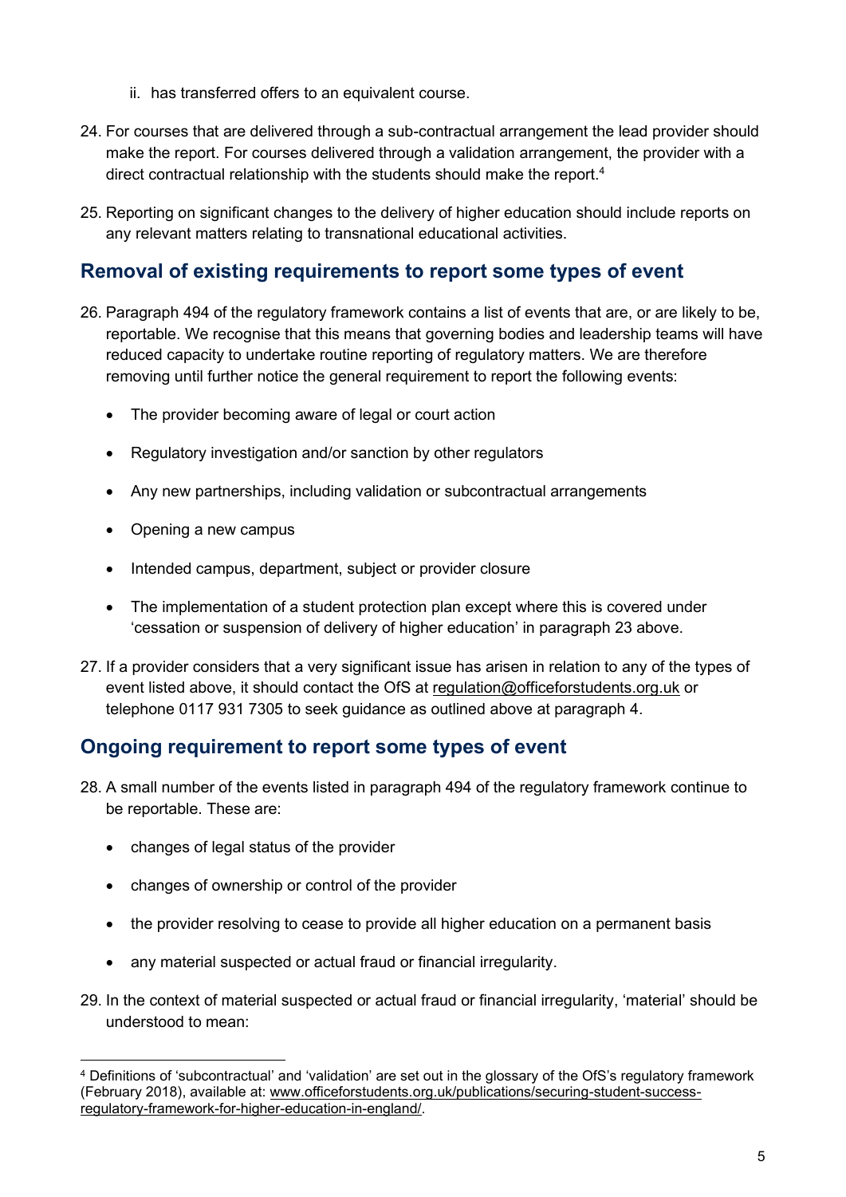ii. has transferred offers to an equivalent course.

24. For courses that are delivered through a sub-contractual arrangement the lead provider should make the report. For courses delivered through a validation arrangement, the provider with a direct contractual relationship with the students should make the report.[4]

25. Reporting on significant changes to the delivery of higher education should include reports on any relevant matters relating to transnational educational activities.

## Removal of existing requirements to report some types of event

26. Paragraph 494 of the regulatory framework contains a list of events that are, or are likely to be, reportable. We recognise that this means that governing bodies and leadership teams will have reduced capacity to undertake routine reporting of regulatory matters. We are therefore removing until further notice the general requirement to report the following events:

    - The provider becoming aware of legal or court action
    - Regulatory investigation and/or sanction by other regulators
    - Any new partnerships, including validation or subcontractual arrangements
    - Opening a new campus
    - Intended campus, department, subject or provider closure
    - The implementation of a student protection plan except where this is covered under 'cessation or suspension of delivery of higher education' in paragraph 23 above.

27. If a provider considers that a very significant issue has arisen in relation to any of the types of event listed above, it should contact the OfS at regulation@officeforstudents.org.uk or telephone 0117 931 7305 to seek guidance as outlined above at paragraph 4.

## Ongoing requirement to report some types of event

28. A small number of the events listed in paragraph 494 of the regulatory framework continue to be reportable. These are:

    - changes of legal status of the provider
    - changes of ownership or control of the provider
    - the provider resolving to cease to provide all higher education on a permanent basis
    - any material suspected or actual fraud or financial irregularity.

29. In the context of material suspected or actual fraud or financial irregularity, 'material' should be understood to mean:

---

[4] Definitions of 'subcontractual' and 'validation' are set out in the glossary of the OfS's regulatory framework (February 2018), available at: www.officeforstudents.org.uk/publications/securing-student-success-regulatory-framework-for-higher-education-in-england/.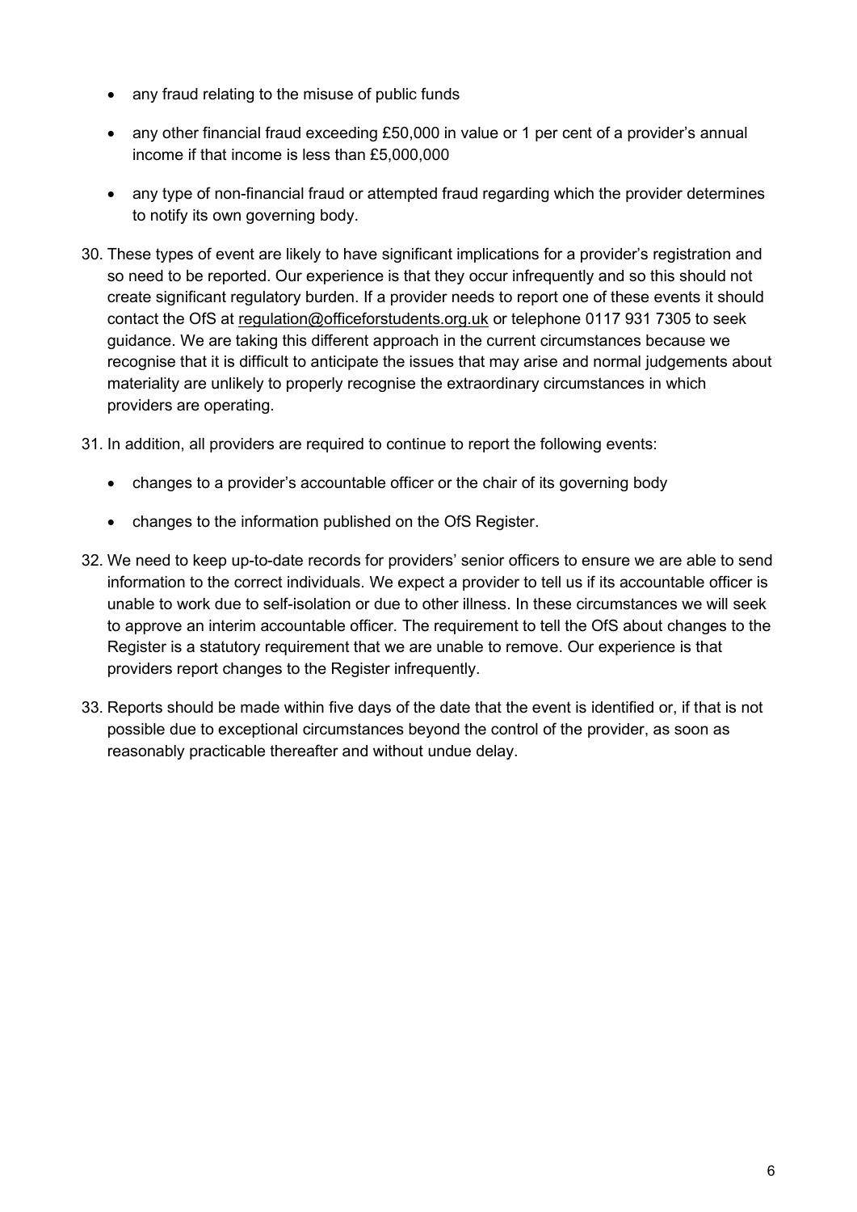- any fraud relating to the misuse of public funds
- any other financial fraud exceeding £50,000 in value or 1 per cent of a provider's annual income if that income is less than £5,000,000
- any type of non-financial fraud or attempted fraud regarding which the provider determines to notify its own governing body.

30. These types of event are likely to have significant implications for a provider's registration and so need to be reported. Our experience is that they occur infrequently and so this should not create significant regulatory burden. If a provider needs to report one of these events it should contact the OfS at regulation@officeforstudents.org.uk or telephone 0117 931 7305 to seek guidance. We are taking this different approach in the current circumstances because we recognise that it is difficult to anticipate the issues that may arise and normal judgements about materiality are unlikely to properly recognise the extraordinary circumstances in which providers are operating.

31. In addition, all providers are required to continue to report the following events:
    - changes to a provider's accountable officer or the chair of its governing body
    - changes to the information published on the OfS Register.

32. We need to keep up-to-date records for providers' senior officers to ensure we are able to send information to the correct individuals. We expect a provider to tell us if its accountable officer is unable to work due to self-isolation or due to other illness. In these circumstances we will seek to approve an interim accountable officer. The requirement to tell the OfS about changes to the Register is a statutory requirement that we are unable to remove. Our experience is that providers report changes to the Register infrequently.

33. Reports should be made within five days of the date that the event is identified or, if that is not possible due to exceptional circumstances beyond the control of the provider, as soon as reasonably practicable thereafter and without undue delay.